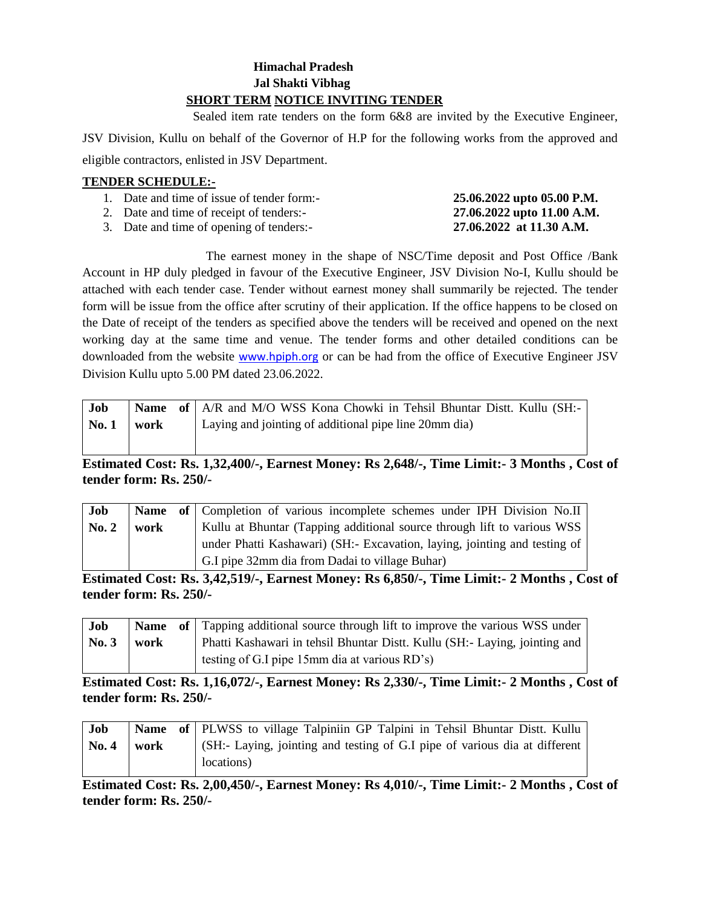**Himachal Pradesh**

**Jal Shakti Vibhag**

**SHORT TERM NOTICE INVITING TENDER**

Sealed item rate tenders on the form 6&8 are invited by the Executive Engineer, JSV Division, Kullu on behalf of the Governor of H.P for the following works from the approved and eligible contractors, enlisted in JSV Department.

**TENDER SCHEDULE:-**

1. Date and time of issue of tender form:- **25.06.2022 upto 05.00 P.M.**
2. Date and time of receipt of tenders:- **27.06.2022 upto 11.00 A.M.**
3. Date and time of opening of tenders:- **27.06.2022 at 11.30 A.M.**

The earnest money in the shape of NSC/Time deposit and Post Office /Bank Account in HP duly pledged in favour of the Executive Engineer, JSV Division No-I, Kullu should be attached with each tender case. Tender without earnest money shall summarily be rejected. The tender form will be issue from the office after scrutiny of their application. If the office happens to be closed on the Date of receipt of the tenders as specified above the tenders will be received and opened on the next working day at the same time and venue. The tender forms and other detailed conditions can be downloaded from the website www.hpiph.org or can be had from the office of Executive Engineer JSV Division Kullu upto 5.00 PM dated 23.06.2022.

| **Job No. 1** | **Name of work** | A/R and M/O WSS Kona Chowki in Tehsil Bhuntar Distt. Kullu (SH:- Laying and jointing of additional pipe line 20mm dia) |
|---|---|---|

**Estimated Cost: Rs. 1,32,400/-, Earnest Money: Rs 2,648/-, Time Limit:- 3 Months , Cost of tender form: Rs. 250/-**

| **Job No. 2** | **Name of work** | Completion of various incomplete schemes under IPH Division No.II Kullu at Bhuntar (Tapping additional source through lift to various WSS under Phatti Kashawari) (SH:- Excavation, laying, jointing and testing of G.I pipe 32mm dia from Dadai to village Buhar) |
|---|---|---|

**Estimated Cost: Rs. 3,42,519/-, Earnest Money: Rs 6,850/-, Time Limit:- 2 Months , Cost of tender form: Rs. 250/-**

| **Job No. 3** | **Name of work** | Tapping additional source through lift to improve the various WSS under Phatti Kashawari in tehsil Bhuntar Distt. Kullu (SH:- Laying, jointing and testing of G.I pipe 15mm dia at various RD's) |
|---|---|---|

**Estimated Cost: Rs. 1,16,072/-, Earnest Money: Rs 2,330/-, Time Limit:- 2 Months , Cost of tender form: Rs. 250/-**

| **Job No. 4** | **Name of work** | PLWSS to village Talpiniin GP Talpini in Tehsil Bhuntar Distt. Kullu (SH:- Laying, jointing and testing of G.I pipe of various dia at different locations) |
|---|---|---|

**Estimated Cost: Rs. 2,00,450/-, Earnest Money: Rs 4,010/-, Time Limit:- 2 Months , Cost of tender form: Rs. 250/-**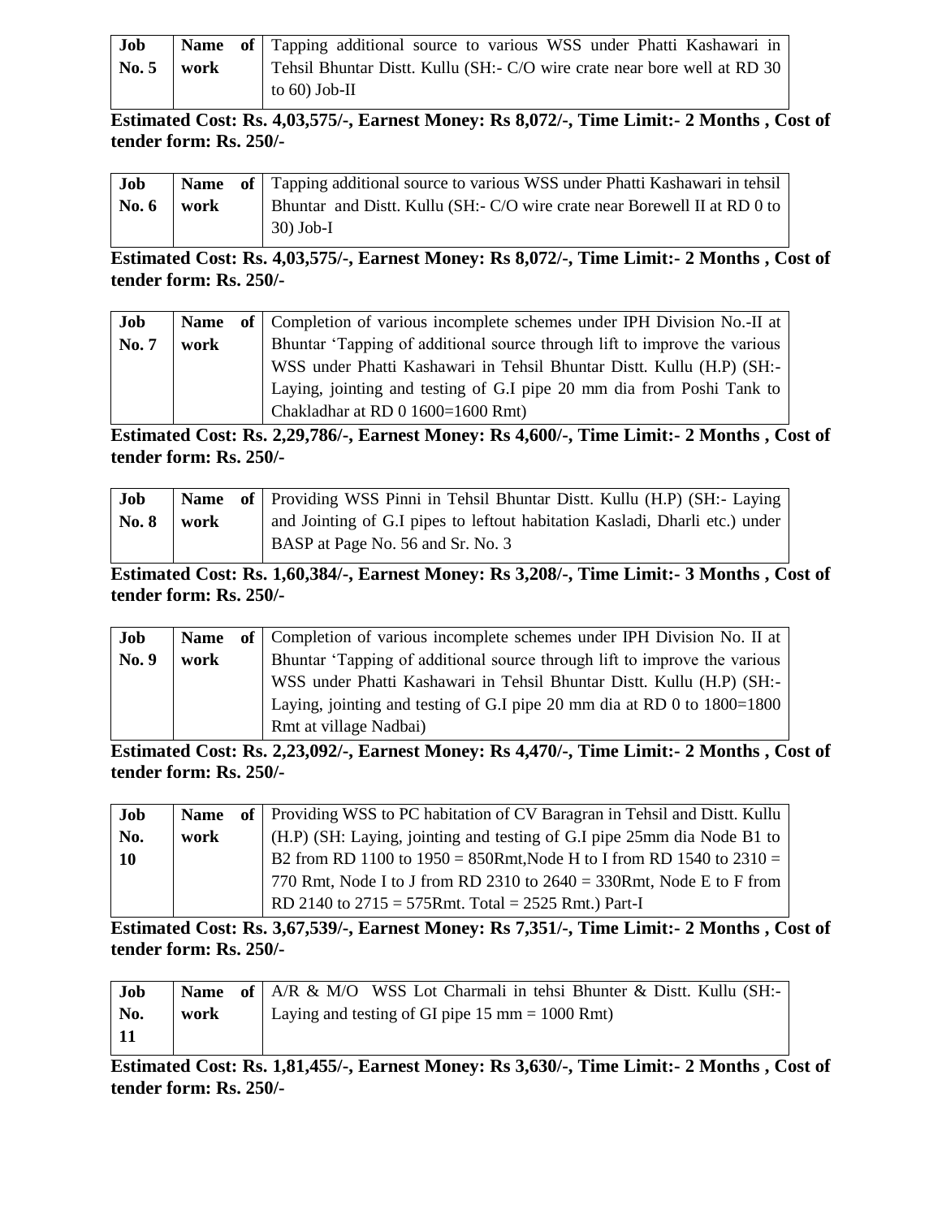| Job No. 5 | Name of work | Tapping additional source to various WSS under Phatti Kashawari in Tehsil Bhuntar Distt. Kullu (SH:- C/O wire crate near bore well at RD 30 to 60) Job-II |
|---|---|---|

**Estimated Cost: Rs. 4,03,575/-, Earnest Money: Rs 8,072/-, Time Limit:- 2 Months , Cost of tender form: Rs. 250/-**

| Job No. 6 | Name of work | Tapping additional source to various WSS under Phatti Kashawari in tehsil Bhuntar and Distt. Kullu (SH:- C/O wire crate near Borewell II at RD 0 to 30) Job-I |
|---|---|---|

**Estimated Cost: Rs. 4,03,575/-, Earnest Money: Rs 8,072/-, Time Limit:- 2 Months , Cost of tender form: Rs. 250/-**

| Job No. 7 | Name of work | Completion of various incomplete schemes under IPH Division No.-II at Bhuntar 'Tapping of additional source through lift to improve the various WSS under Phatti Kashawari in Tehsil Bhuntar Distt. Kullu (H.P) (SH:- Laying, jointing and testing of G.I pipe 20 mm dia from Poshi Tank to Chakladhar at RD 0 1600=1600 Rmt) |
|---|---|---|

**Estimated Cost: Rs. 2,29,786/-, Earnest Money: Rs 4,600/-, Time Limit:- 2 Months , Cost of tender form: Rs. 250/-**

| Job No. 8 | Name of work | Providing WSS Pinni in Tehsil Bhuntar Distt. Kullu (H.P) (SH:- Laying and Jointing of G.I pipes to leftout habitation Kasladi, Dharli etc.) under BASP at Page No. 56 and Sr. No. 3 |
|---|---|---|

**Estimated Cost: Rs. 1,60,384/-, Earnest Money: Rs 3,208/-, Time Limit:- 3 Months , Cost of tender form: Rs. 250/-**

| Job No. 9 | Name of work | Completion of various incomplete schemes under IPH Division No. II at Bhuntar 'Tapping of additional source through lift to improve the various WSS under Phatti Kashawari in Tehsil Bhuntar Distt. Kullu (H.P) (SH:- Laying, jointing and testing of G.I pipe 20 mm dia at RD 0 to 1800=1800 Rmt at village Nadbai) |
|---|---|---|

**Estimated Cost: Rs. 2,23,092/-, Earnest Money: Rs 4,470/-, Time Limit:- 2 Months , Cost of tender form: Rs. 250/-**

| Job No. 10 | Name of work | Providing WSS to PC habitation of CV Baragran in Tehsil and Distt. Kullu (H.P) (SH: Laying, jointing and testing of G.I pipe 25mm dia Node B1 to B2 from RD 1100 to 1950 = 850Rmt,Node H to I from RD 1540 to 2310 = 770 Rmt, Node I to J from RD 2310 to 2640 = 330Rmt, Node E to F from RD 2140 to 2715 = 575Rmt. Total = 2525 Rmt.) Part-I |
|---|---|---|

**Estimated Cost: Rs. 3,67,539/-, Earnest Money: Rs 7,351/-, Time Limit:- 2 Months , Cost of tender form: Rs. 250/-**

| Job No. 11 | Name of work | A/R & M/O WSS Lot Charmali in tehsi Bhunter & Distt. Kullu (SH:- Laying and testing of GI pipe 15 mm = 1000 Rmt) |
|---|---|---|

**Estimated Cost: Rs. 1,81,455/-, Earnest Money: Rs 3,630/-, Time Limit:- 2 Months , Cost of tender form: Rs. 250/-**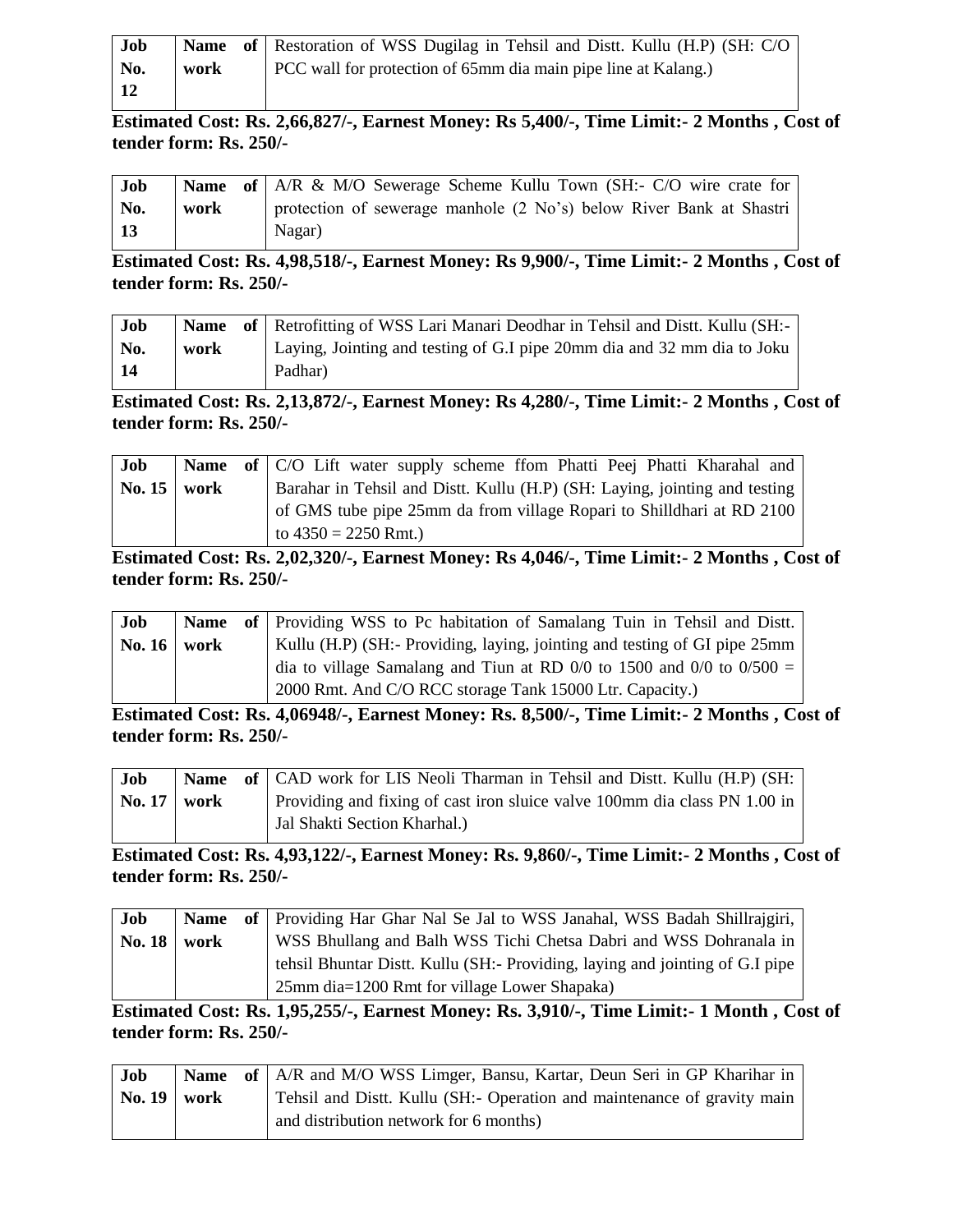| Job No. 12 | Name of work | Restoration of WSS Dugilag in Tehsil and Distt. Kullu (H.P) (SH: C/O PCC wall for protection of 65mm dia main pipe line at Kalang.) |
|---|---|---|

**Estimated Cost: Rs. 2,66,827/-, Earnest Money: Rs 5,400/-, Time Limit:- 2 Months , Cost of tender form: Rs. 250/-**

| Job No. 13 | Name of work | A/R & M/O Sewerage Scheme Kullu Town (SH:- C/O wire crate for protection of sewerage manhole (2 No's) below River Bank at Shastri Nagar) |
|---|---|---|

**Estimated Cost: Rs. 4,98,518/-, Earnest Money: Rs 9,900/-, Time Limit:- 2 Months , Cost of tender form: Rs. 250/-**

| Job No. 14 | Name of work | Retrofitting of WSS Lari Manari Deodhar in Tehsil and Distt. Kullu (SH:- Laying, Jointing and testing of G.I pipe 20mm dia and 32 mm dia to Joku Padhar) |
|---|---|---|

**Estimated Cost: Rs. 2,13,872/-, Earnest Money: Rs 4,280/-, Time Limit:- 2 Months , Cost of tender form: Rs. 250/-**

| Job No. 15 | Name of work | C/O Lift water supply scheme ffom Phatti Peej Phatti Kharahal and Barahar in Tehsil and Distt. Kullu (H.P) (SH: Laying, jointing and testing of GMS tube pipe 25mm da from village Ropari to Shilldhari at RD 2100 to 4350 = 2250 Rmt.) |
|---|---|---|

**Estimated Cost: Rs. 2,02,320/-, Earnest Money: Rs 4,046/-, Time Limit:- 2 Months , Cost of tender form: Rs. 250/-**

| Job No. 16 | Name of work | Providing WSS to Pc habitation of Samalang Tuin in Tehsil and Distt. Kullu (H.P) (SH:- Providing, laying, jointing and testing of GI pipe 25mm dia to village Samalang and Tiun at RD 0/0 to 1500 and 0/0 to 0/500 = 2000 Rmt. And C/O RCC storage Tank 15000 Ltr. Capacity.) |
|---|---|---|

**Estimated Cost: Rs. 4,06948/-, Earnest Money: Rs. 8,500/-, Time Limit:- 2 Months , Cost of tender form: Rs. 250/-**

| Job No. 17 | Name of work | CAD work for LIS Neoli Tharman in Tehsil and Distt. Kullu (H.P) (SH: Providing and fixing of cast iron sluice valve 100mm dia class PN 1.00 in Jal Shakti Section Kharhal.) |
|---|---|---|

**Estimated Cost: Rs. 4,93,122/-, Earnest Money: Rs. 9,860/-, Time Limit:- 2 Months , Cost of tender form: Rs. 250/-**

| Job No. 18 | Name of work | Providing Har Ghar Nal Se Jal to WSS Janahal, WSS Badah Shillrajgiri, WSS Bhullang and Balh WSS Tichi Chetsa Dabri and WSS Dohranala in tehsil Bhuntar Distt. Kullu (SH:- Providing, laying and jointing of G.I pipe 25mm dia=1200 Rmt for village Lower Shapaka) |
|---|---|---|

**Estimated Cost: Rs. 1,95,255/-, Earnest Money: Rs. 3,910/-, Time Limit:- 1 Month , Cost of tender form: Rs. 250/-**

| Job No. 19 | Name of work | A/R and M/O WSS Limger, Bansu, Kartar, Deun Seri in GP Kharihar in Tehsil and Distt. Kullu (SH:- Operation and maintenance of gravity main and distribution network for 6 months) |
|---|---|---|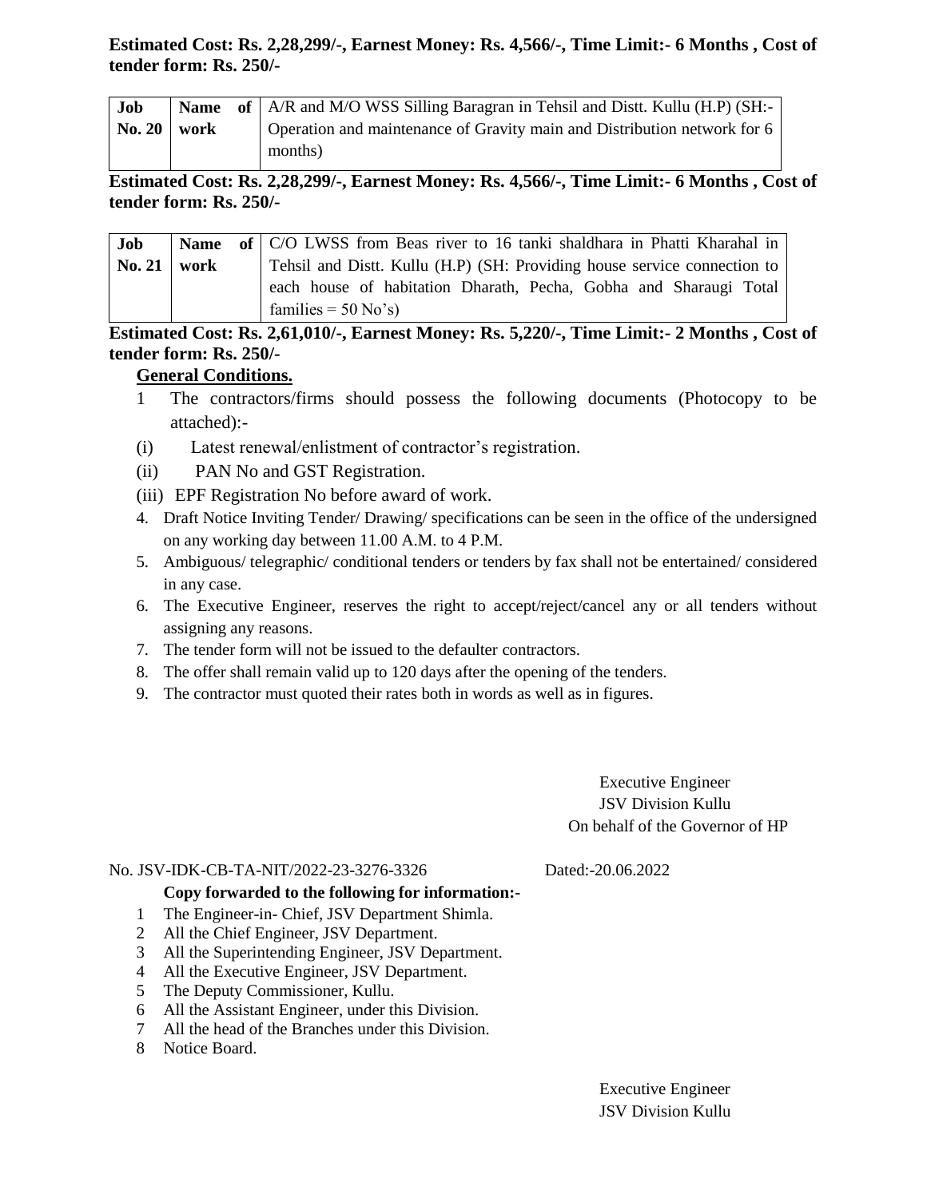**Estimated Cost: Rs. 2,28,299/-, Earnest Money: Rs. 4,566/-, Time Limit:- 6 Months , Cost of tender form: Rs. 250/-**

| | | |
|---|---|---|
| **Job No. 20** | **Name of work** | A/R and M/O WSS Silling Baragran in Tehsil and Distt. Kullu (H.P) (SH:- Operation and maintenance of Gravity main and Distribution network for 6 months) |

**Estimated Cost: Rs. 2,28,299/-, Earnest Money: Rs. 4,566/-, Time Limit:- 6 Months , Cost of tender form: Rs. 250/-**

| | | |
|---|---|---|
| **Job No. 21** | **Name of work** | C/O LWSS from Beas river to 16 tanki shaldhara in Phatti Kharahal in Tehsil and Distt. Kullu (H.P) (SH: Providing house service connection to each house of habitation Dharath, Pecha, Gobha and Sharaugi Total families = 50 No's) |

**Estimated Cost: Rs. 2,61,010/-, Earnest Money: Rs. 5,220/-, Time Limit:- 2 Months , Cost of tender form: Rs. 250/-**

**General Conditions.**

1 The contractors/firms should possess the following documents (Photocopy to be attached):-

(i) Latest renewal/enlistment of contractor's registration.

(ii) PAN No and GST Registration.

(iii) EPF Registration No before award of work.

4. Draft Notice Inviting Tender/ Drawing/ specifications can be seen in the office of the undersigned on any working day between 11.00 A.M. to 4 P.M.
5. Ambiguous/ telegraphic/ conditional tenders or tenders by fax shall not be entertained/ considered in any case.
6. The Executive Engineer, reserves the right to accept/reject/cancel any or all tenders without assigning any reasons.
7. The tender form will not be issued to the defaulter contractors.
8. The offer shall remain valid up to 120 days after the opening of the tenders.
9. The contractor must quoted their rates both in words as well as in figures.

Executive Engineer
JSV Division Kullu
On behalf of the Governor of HP

No. JSV-IDK-CB-TA-NIT/2022-23-3276-3326 Dated:-20.06.2022

**Copy forwarded to the following for information:-**

1 The Engineer-in- Chief, JSV Department Shimla.
2 All the Chief Engineer, JSV Department.
3 All the Superintending Engineer, JSV Department.
4 All the Executive Engineer, JSV Department.
5 The Deputy Commissioner, Kullu.
6 All the Assistant Engineer, under this Division.
7 All the head of the Branches under this Division.
8 Notice Board.

Executive Engineer
JSV Division Kullu